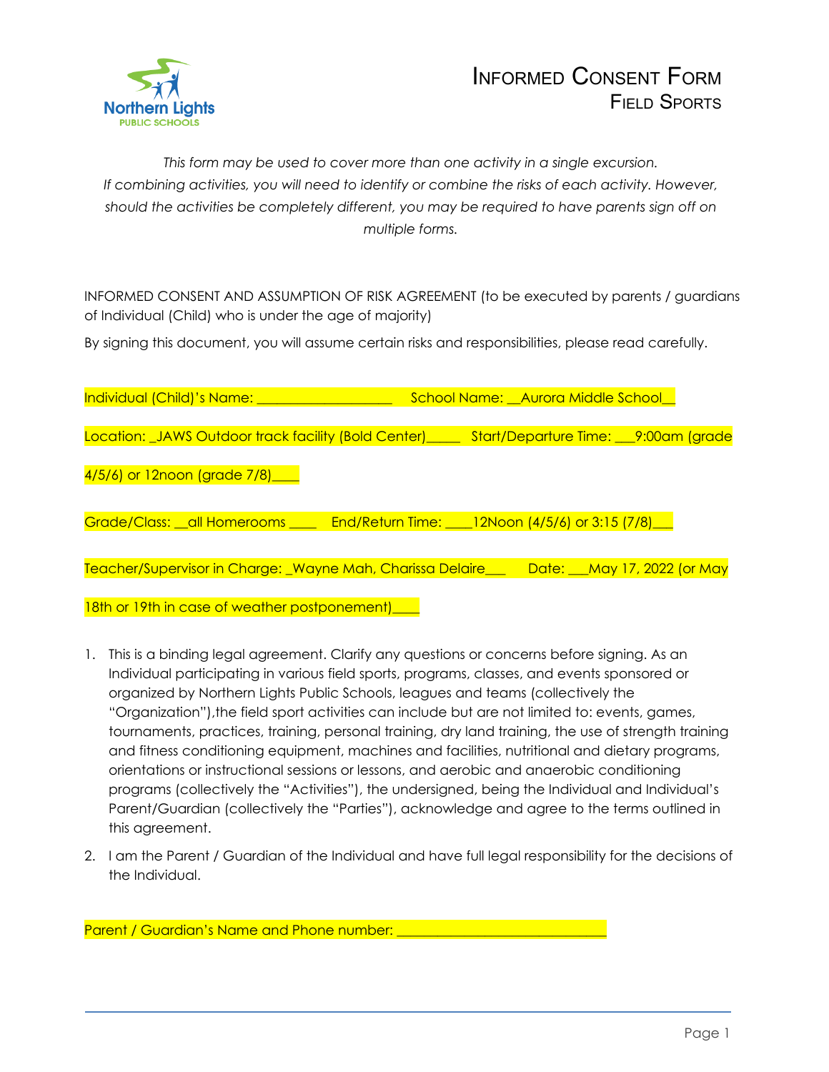# Informed Consent Form

## Field Sports

*This form may be used to cover more than one activity in a single excursion. If combining activities, you will need to identify or combine the risks of each activity. However, should the activities be completely different, you may be required to have parents sign off on multiple forms.*

INFORMED CONSENT AND ASSUMPTION OF RISK AGREEMENT (to be executed by parents / guardians of Individual (Child) who is under the age of majority)

By signing this document, you will assume certain risks and responsibilities, please read carefully.

Individual (Child)'s Name: ___________________ School Name: __Aurora Middle School__

Location: _JAWS Outdoor track facility (Bold Center)_____ Start/Departure Time: ___9:00am (grade 4/5/6) or 12noon (grade 7/8)____

Grade/Class: __all Homerooms ____ End/Return Time: ____12Noon (4/5/6) or 3:15 (7/8)___

Teacher/Supervisor in Charge: _Wayne Mah, Charissa Delaire___ Date: ___May 17, 2022 (or May 18th or 19th in case of weather postponement)____

1. This is a binding legal agreement. Clarify any questions or concerns before signing. As an Individual participating in various field sports, programs, classes, and events sponsored or organized by Northern Lights Public Schools, leagues and teams (collectively the "Organization"),the field sport activities can include but are not limited to: events, games, tournaments, practices, training, personal training, dry land training, the use of strength training and fitness conditioning equipment, machines and facilities, nutritional and dietary programs, orientations or instructional sessions or lessons, and aerobic and anaerobic conditioning programs (collectively the "Activities"), the undersigned, being the Individual and Individual's Parent/Guardian (collectively the "Parties"), acknowledge and agree to the terms outlined in this agreement.
2. I am the Parent / Guardian of the Individual and have full legal responsibility for the decisions of the Individual.

Parent / Guardian's Name and Phone number: _____________________________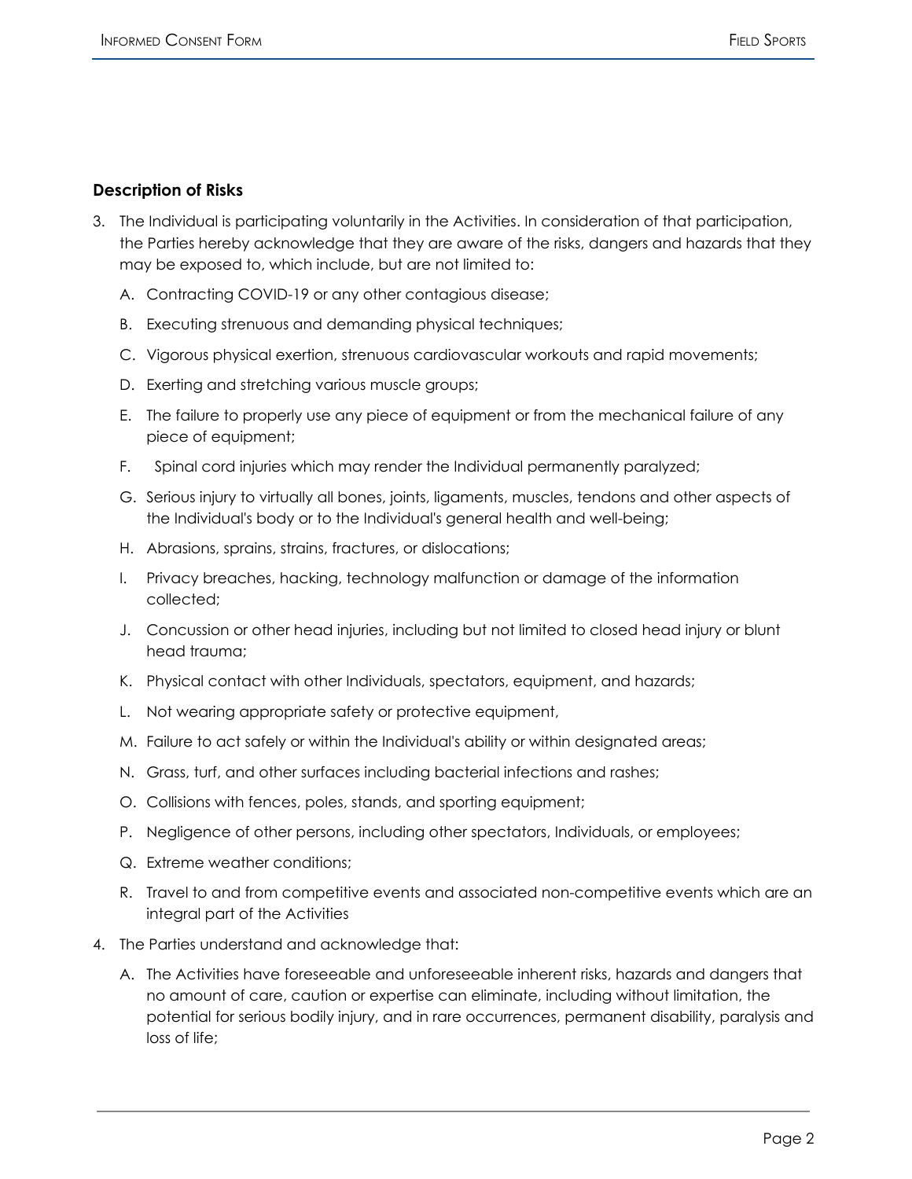### Description of Risks

3. The Individual is participating voluntarily in the Activities. In consideration of that participation, the Parties hereby acknowledge that they are aware of the risks, dangers and hazards that they may be exposed to, which include, but are not limited to:

   A. Contracting COVID-19 or any other contagious disease;

   B. Executing strenuous and demanding physical techniques;

   C. Vigorous physical exertion, strenuous cardiovascular workouts and rapid movements;

   D. Exerting and stretching various muscle groups;

   E. The failure to properly use any piece of equipment or from the mechanical failure of any piece of equipment;

   F. Spinal cord injuries which may render the Individual permanently paralyzed;

   G. Serious injury to virtually all bones, joints, ligaments, muscles, tendons and other aspects of the Individual's body or to the Individual's general health and well-being;

   H. Abrasions, sprains, strains, fractures, or dislocations;

   I. Privacy breaches, hacking, technology malfunction or damage of the information collected;

   J. Concussion or other head injuries, including but not limited to closed head injury or blunt head trauma;

   K. Physical contact with other Individuals, spectators, equipment, and hazards;

   L. Not wearing appropriate safety or protective equipment,

   M. Failure to act safely or within the Individual's ability or within designated areas;

   N. Grass, turf, and other surfaces including bacterial infections and rashes;

   O. Collisions with fences, poles, stands, and sporting equipment;

   P. Negligence of other persons, including other spectators, Individuals, or employees;

   Q. Extreme weather conditions;

   R. Travel to and from competitive events and associated non-competitive events which are an integral part of the Activities

4. The Parties understand and acknowledge that:

   A. The Activities have foreseeable and unforeseeable inherent risks, hazards and dangers that no amount of care, caution or expertise can eliminate, including without limitation, the potential for serious bodily injury, and in rare occurrences, permanent disability, paralysis and loss of life;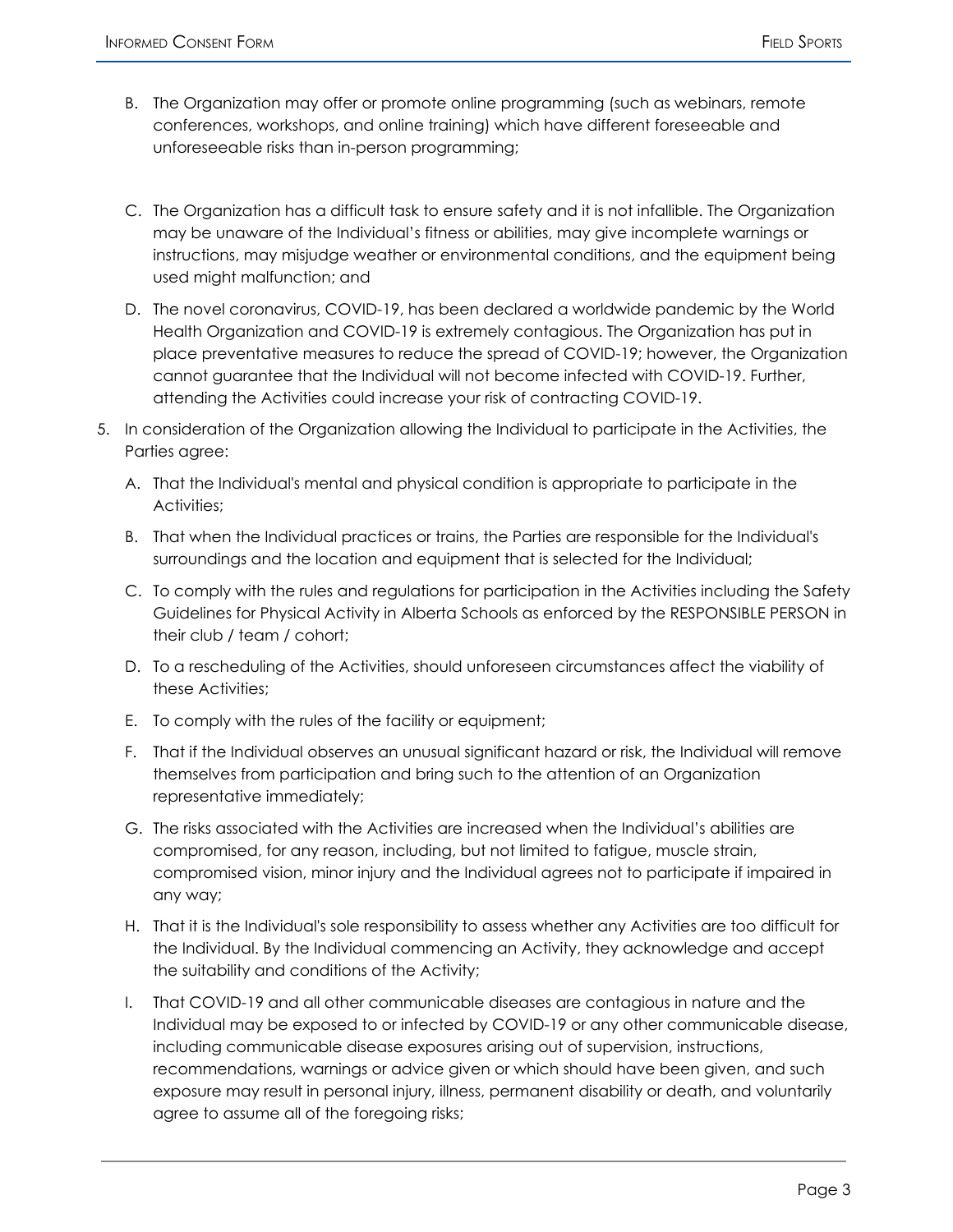B. The Organization may offer or promote online programming (such as webinars, remote conferences, workshops, and online training) which have different foreseeable and unforeseeable risks than in-person programming;

C. The Organization has a difficult task to ensure safety and it is not infallible. The Organization may be unaware of the Individual's fitness or abilities, may give incomplete warnings or instructions, may misjudge weather or environmental conditions, and the equipment being used might malfunction; and

D. The novel coronavirus, COVID-19, has been declared a worldwide pandemic by the World Health Organization and COVID-19 is extremely contagious. The Organization has put in place preventative measures to reduce the spread of COVID-19; however, the Organization cannot guarantee that the Individual will not become infected with COVID-19. Further, attending the Activities could increase your risk of contracting COVID-19.

5. In consideration of the Organization allowing the Individual to participate in the Activities, the Parties agree:

   A. That the Individual's mental and physical condition is appropriate to participate in the Activities;

   B. That when the Individual practices or trains, the Parties are responsible for the Individual's surroundings and the location and equipment that is selected for the Individual;

   C. To comply with the rules and regulations for participation in the Activities including the Safety Guidelines for Physical Activity in Alberta Schools as enforced by the RESPONSIBLE PERSON in their club / team / cohort;

   D. To a rescheduling of the Activities, should unforeseen circumstances affect the viability of these Activities;

   E. To comply with the rules of the facility or equipment;

   F. That if the Individual observes an unusual significant hazard or risk, the Individual will remove themselves from participation and bring such to the attention of an Organization representative immediately;

   G. The risks associated with the Activities are increased when the Individual's abilities are compromised, for any reason, including, but not limited to fatigue, muscle strain, compromised vision, minor injury and the Individual agrees not to participate if impaired in any way;

   H. That it is the Individual's sole responsibility to assess whether any Activities are too difficult for the Individual. By the Individual commencing an Activity, they acknowledge and accept the suitability and conditions of the Activity;

   I. That COVID-19 and all other communicable diseases are contagious in nature and the Individual may be exposed to or infected by COVID-19 or any other communicable disease, including communicable disease exposures arising out of supervision, instructions, recommendations, warnings or advice given or which should have been given, and such exposure may result in personal injury, illness, permanent disability or death, and voluntarily agree to assume all of the foregoing risks;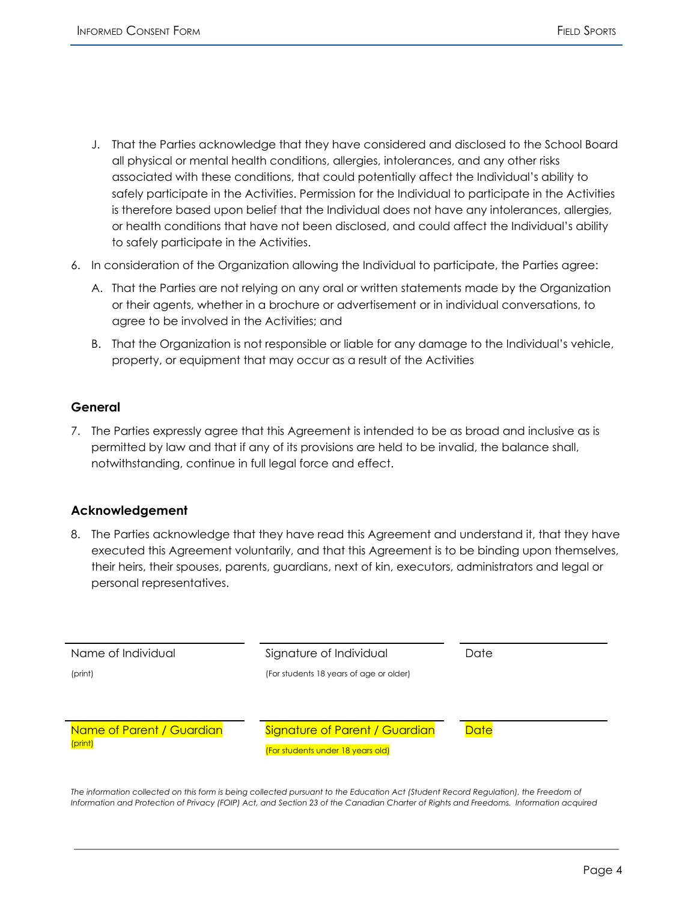J. That the Parties acknowledge that they have considered and disclosed to the School Board all physical or mental health conditions, allergies, intolerances, and any other risks associated with these conditions, that could potentially affect the Individual's ability to safely participate in the Activities. Permission for the Individual to participate in the Activities is therefore based upon belief that the Individual does not have any intolerances, allergies, or health conditions that have not been disclosed, and could affect the Individual's ability to safely participate in the Activities.

6. In consideration of the Organization allowing the Individual to participate, the Parties agree:

   A. That the Parties are not relying on any oral or written statements made by the Organization or their agents, whether in a brochure or advertisement or in individual conversations, to agree to be involved in the Activities; and

   B. That the Organization is not responsible or liable for any damage to the Individual's vehicle, property, or equipment that may occur as a result of the Activities

### General

7. The Parties expressly agree that this Agreement is intended to be as broad and inclusive as is permitted by law and that if any of its provisions are held to be invalid, the balance shall, notwithstanding, continue in full legal force and effect.

### Acknowledgement

8. The Parties acknowledge that they have read this Agreement and understand it, that they have executed this Agreement voluntarily, and that this Agreement is to be binding upon themselves, their heirs, their spouses, parents, guardians, next of kin, executors, administrators and legal or personal representatives.

| | | |
|---|---|---|
| Name of Individual<br>(print) | Signature of Individual<br>(For students 18 years of age or older) | Date |
| Name of Parent / Guardian<br>(print) | Signature of Parent / Guardian<br>(For students under 18 years old) | Date |

*The information collected on this form is being collected pursuant to the Education Act (Student Record Regulation), the Freedom of Information and Protection of Privacy (FOIP) Act, and Section 23 of the Canadian Charter of Rights and Freedoms. Information acquired*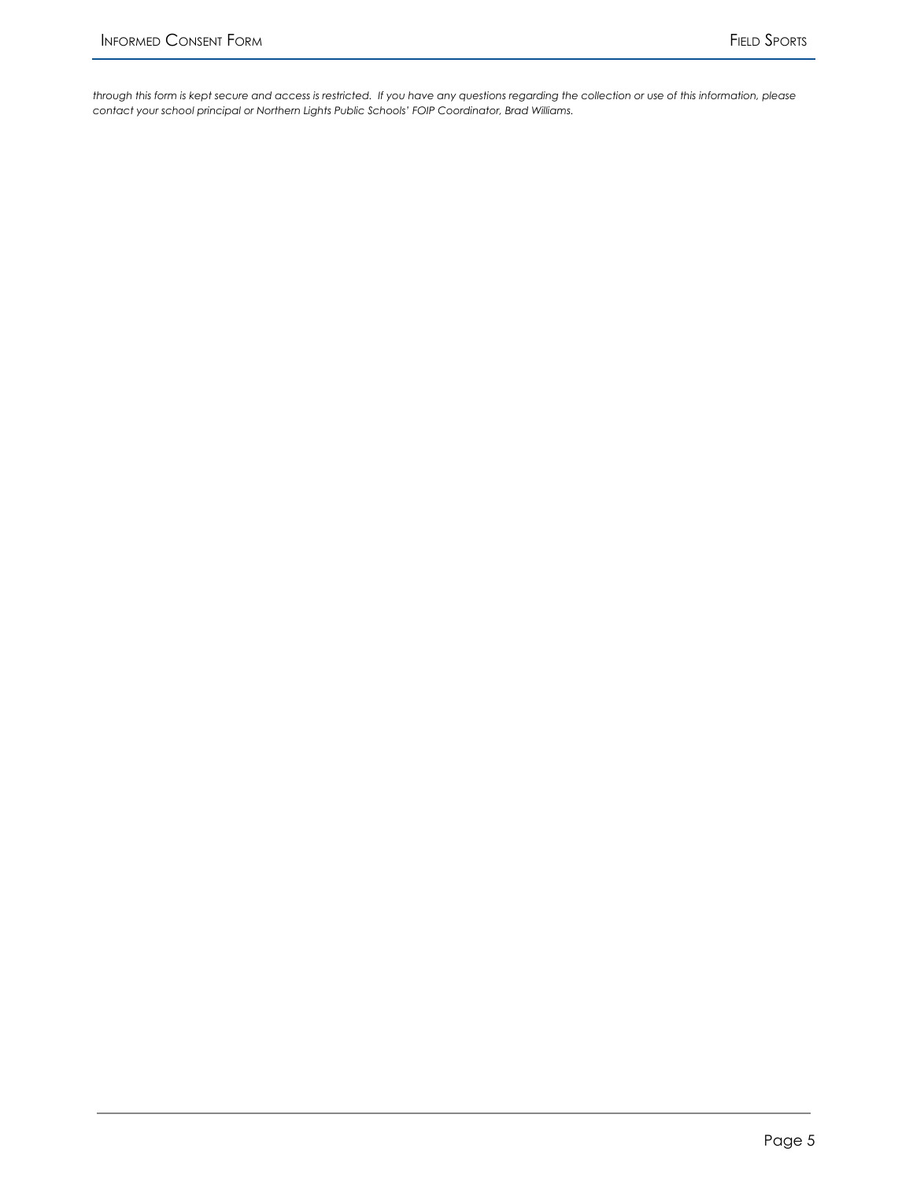*through this form is kept secure and access is restricted. If you have any questions regarding the collection or use of this information, please contact your school principal or Northern Lights Public Schools' FOIP Coordinator, Brad Williams.*